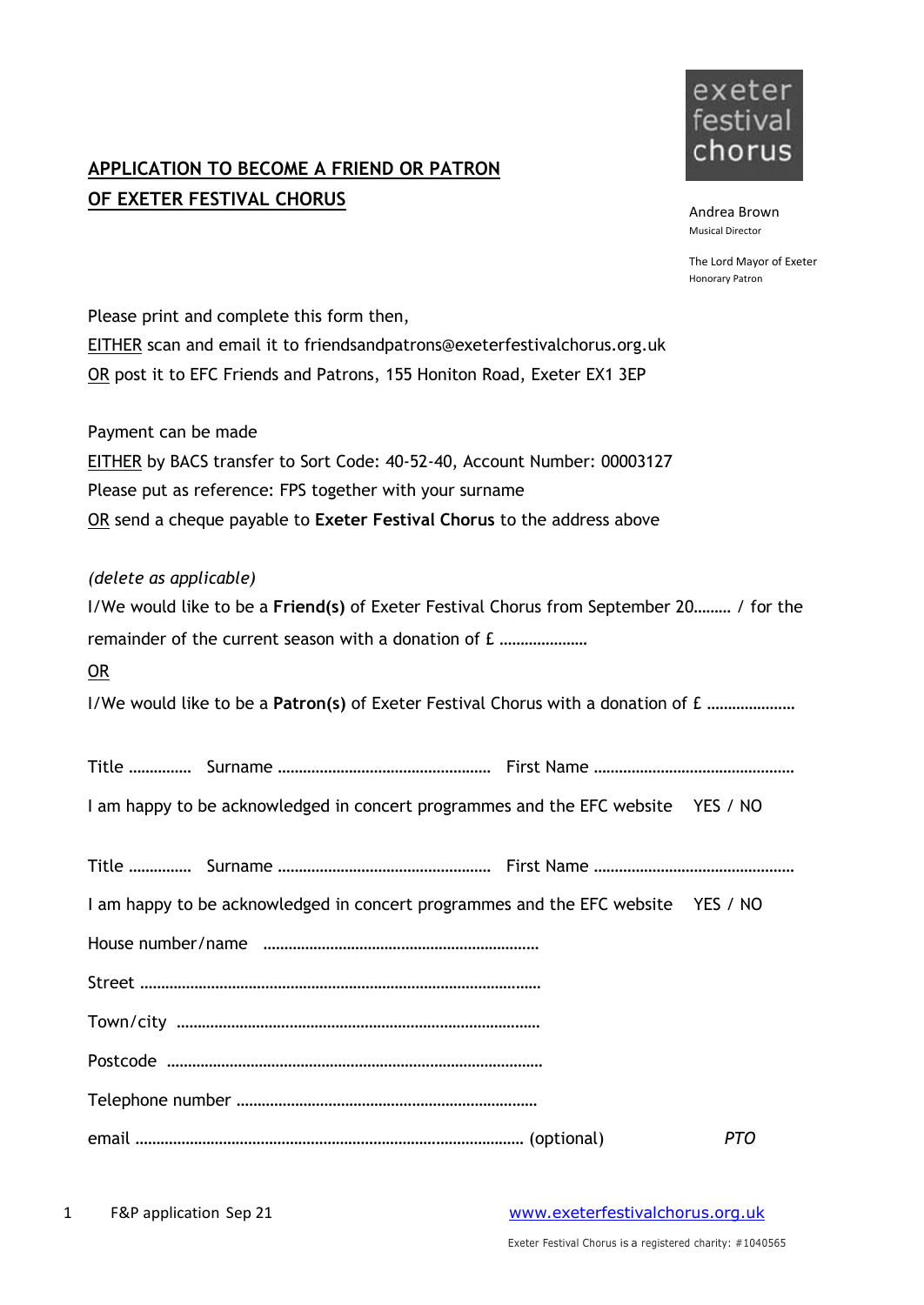# APPLICATION TO BECOME A FRIEND OR PATRON OF EXETER FESTIVAL CHORUS

exeter festival chorus

Andrea Brown
Musical Director

The Lord Mayor of Exeter
Honorary Patron

Please print and complete this form then,
EITHER scan and email it to friendsandpatrons@exeterfestivalchorus.org.uk
OR post it to EFC Friends and Patrons, 155 Honiton Road, Exeter EX1 3EP

Payment can be made
EITHER by BACS transfer to Sort Code: 40-52-40, Account Number: 00003127
Please put as reference: FPS together with your surname
OR send a cheque payable to **Exeter Festival Chorus** to the address above

*(delete as applicable)*

I/We would like to be a **Friend(s)** of Exeter Festival Chorus from September 20……… / for the remainder of the current season with a donation of £ …………………

OR

I/We would like to be a **Patron(s)** of Exeter Festival Chorus with a donation of £ …………………

Title …………… Surname …………………………………………… First Name …………………………………………

I am happy to be acknowledged in concert programmes and the EFC website YES / NO

Title …………… Surname …………………………………………… First Name …………………………………………

I am happy to be acknowledged in concert programmes and the EFC website YES / NO

House number/name …………………………………………………………

Street ……………………………………………………………………………………

Town/city ………………………………………………………………………

Postcode ………………………………………………………………………

Telephone number ………………………………………………………………

email ……………………………………………………………………………… (optional)

*PTO*

F&P application Sep 21

www.exeterfestivalchorus.org.uk

Exeter Festival Chorus is a registered charity: #1040565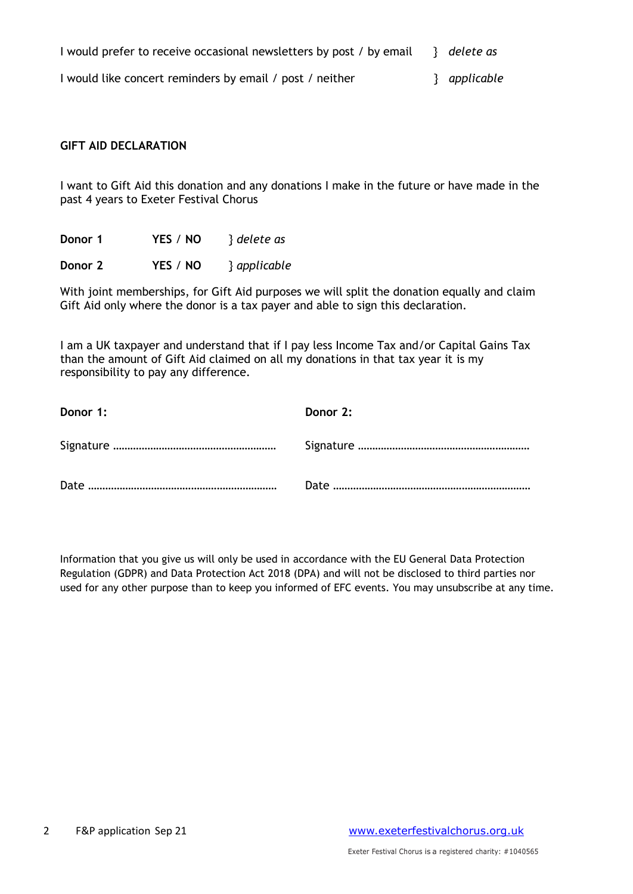I would prefer to receive occasional newsletters by post / by email } *delete as*

I would like concert reminders by email / post / neither } *applicable*

**GIFT AID DECLARATION**

I want to Gift Aid this donation and any donations I make in the future or have made in the past 4 years to Exeter Festival Chorus

**Donor 1** **YES** / **NO** } *delete as*

**Donor 2** **YES** / **NO** } *applicable*

With joint memberships, for Gift Aid purposes we will split the donation equally and claim Gift Aid only where the donor is a tax payer and able to sign this declaration.

I am a UK taxpayer and understand that if I pay less Income Tax and/or Capital Gains Tax than the amount of Gift Aid claimed on all my donations in that tax year it is my responsibility to pay any difference.

| | |
|---|---|
| **Donor 1:** | **Donor 2:** |
| Signature ………………………………………………… | Signature …………………………………………………… |
| Date ………………………………………………………… | Date …………………………………………………………… |

Information that you give us will only be used in accordance with the EU General Data Protection Regulation (GDPR) and Data Protection Act 2018 (DPA) and will not be disclosed to third parties nor used for any other purpose than to keep you informed of EFC events. You may unsubscribe at any time.

F&P application Sep 21

www.exeterfestivalchorus.org.uk

Exeter Festival Chorus is a registered charity: #1040565